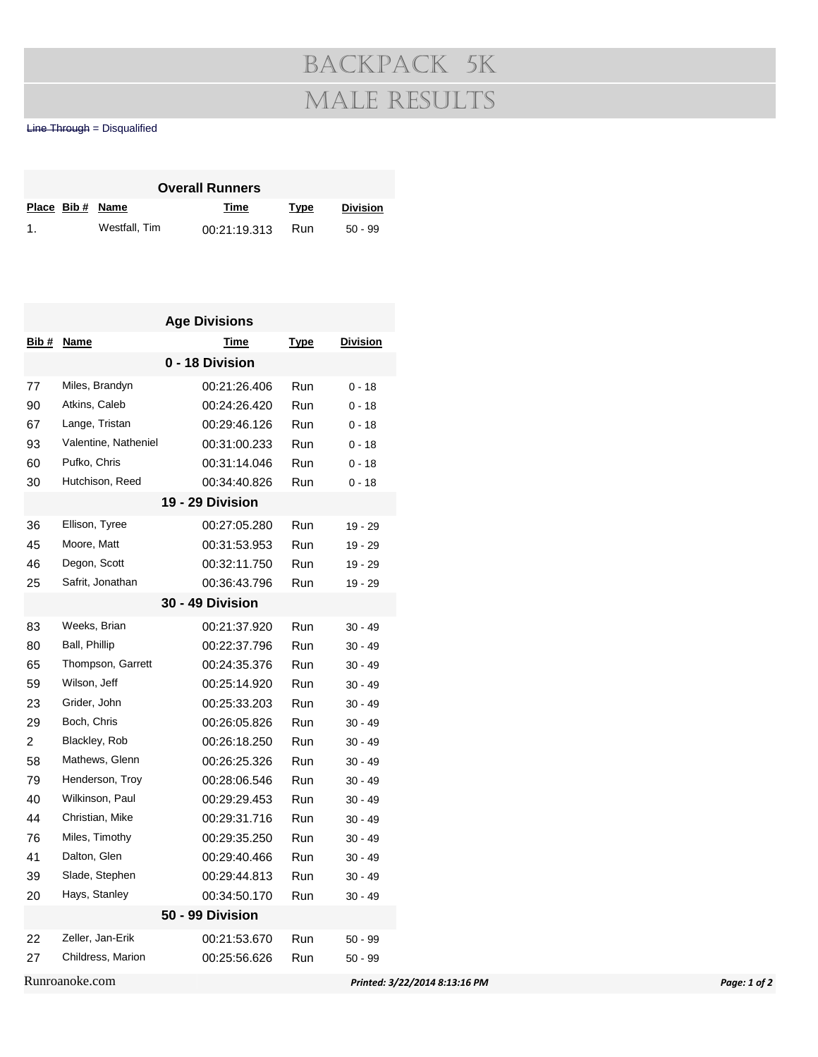# BACKPACK 5K

# MALE RESULTS

~~Line Through~~ = Disqualified

**Overall Runners**

| Place | Bib # | Name | Time | Type | Division |
|---|---|---|---|---|---|
| 1. | | Westfall, Tim | 00:21:19.313 | Run | 50 - 99 |

**Age Divisions**

| Bib # | Name | Time | Type | Division |
|---|---|---|---|---|
| | **0 - 18 Division** | | | |
| 77 | Miles, Brandyn | 00:21:26.406 | Run | 0 - 18 |
| 90 | Atkins, Caleb | 00:24:26.420 | Run | 0 - 18 |
| 67 | Lange, Tristan | 00:29:46.126 | Run | 0 - 18 |
| 93 | Valentine, Natheniel | 00:31:00.233 | Run | 0 - 18 |
| 60 | Pufko, Chris | 00:31:14.046 | Run | 0 - 18 |
| 30 | Hutchison, Reed | 00:34:40.826 | Run | 0 - 18 |
| | **19 - 29 Division** | | | |
| 36 | Ellison, Tyree | 00:27:05.280 | Run | 19 - 29 |
| 45 | Moore, Matt | 00:31:53.953 | Run | 19 - 29 |
| 46 | Degon, Scott | 00:32:11.750 | Run | 19 - 29 |
| 25 | Safrit, Jonathan | 00:36:43.796 | Run | 19 - 29 |
| | **30 - 49 Division** | | | |
| 83 | Weeks, Brian | 00:21:37.920 | Run | 30 - 49 |
| 80 | Ball, Phillip | 00:22:37.796 | Run | 30 - 49 |
| 65 | Thompson, Garrett | 00:24:35.376 | Run | 30 - 49 |
| 59 | Wilson, Jeff | 00:25:14.920 | Run | 30 - 49 |
| 23 | Grider, John | 00:25:33.203 | Run | 30 - 49 |
| 29 | Boch, Chris | 00:26:05.826 | Run | 30 - 49 |
| 2 | Blackley, Rob | 00:26:18.250 | Run | 30 - 49 |
| 58 | Mathews, Glenn | 00:26:25.326 | Run | 30 - 49 |
| 79 | Henderson, Troy | 00:28:06.546 | Run | 30 - 49 |
| 40 | Wilkinson, Paul | 00:29:29.453 | Run | 30 - 49 |
| 44 | Christian, Mike | 00:29:31.716 | Run | 30 - 49 |
| 76 | Miles, Timothy | 00:29:35.250 | Run | 30 - 49 |
| 41 | Dalton, Glen | 00:29:40.466 | Run | 30 - 49 |
| 39 | Slade, Stephen | 00:29:44.813 | Run | 30 - 49 |
| 20 | Hays, Stanley | 00:34:50.170 | Run | 30 - 49 |
| | **50 - 99 Division** | | | |
| 22 | Zeller, Jan-Erik | 00:21:53.670 | Run | 50 - 99 |
| 27 | Childress, Marion | 00:25:56.626 | Run | 50 - 99 |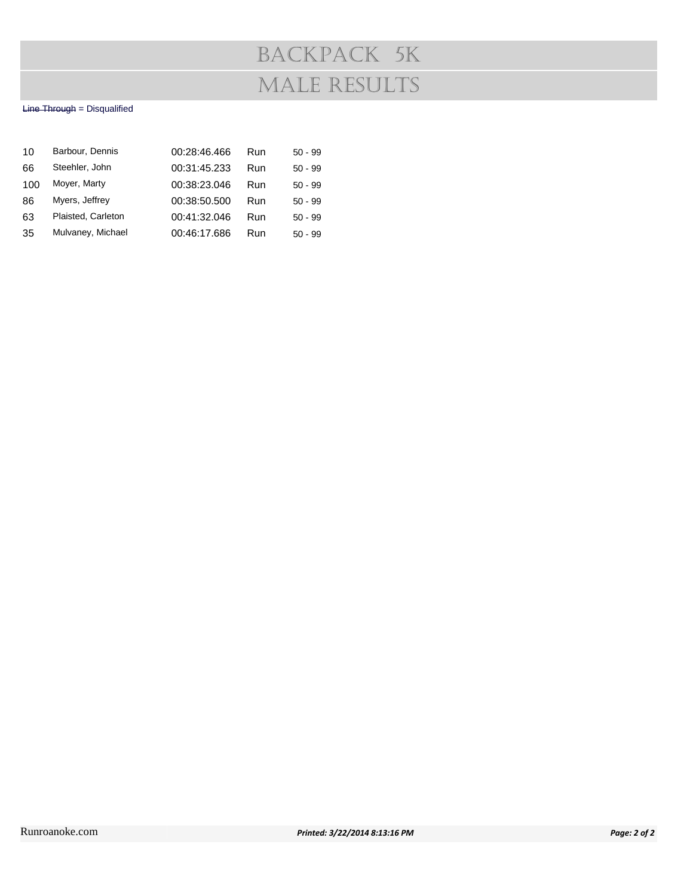# BACKPACK 5K

## MALE RESULTS

~~Line Through~~ = Disqualified

| | | | | |
|---|---|---|---|---|
| 10 | Barbour, Dennis | 00:28:46.466 | Run | 50 - 99 |
| 66 | Steehler, John | 00:31:45.233 | Run | 50 - 99 |
| 100 | Moyer, Marty | 00:38:23.046 | Run | 50 - 99 |
| 86 | Myers, Jeffrey | 00:38:50.500 | Run | 50 - 99 |
| 63 | Plaisted, Carleton | 00:41:32.046 | Run | 50 - 99 |
| 35 | Mulvaney, Michael | 00:46:17.686 | Run | 50 - 99 |